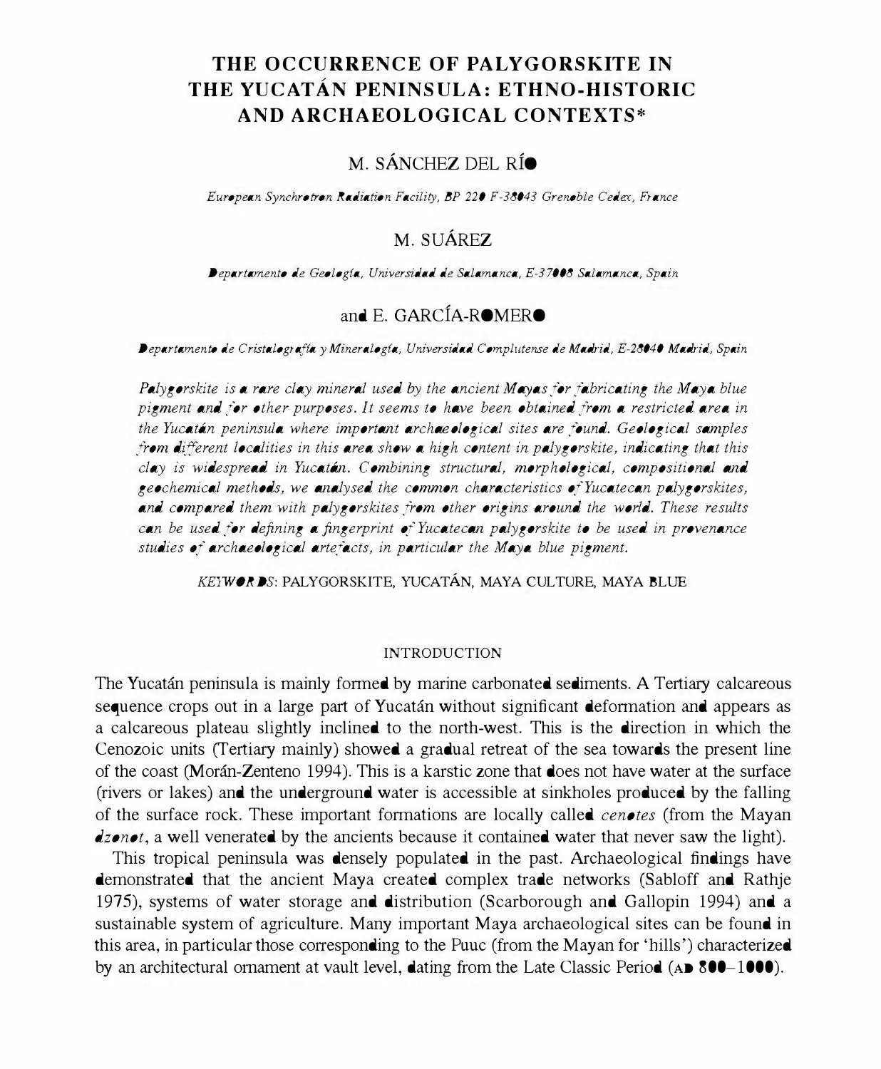# THE OCCURRENCE OF PALYGORSKITE IN THE YUCATÁN PENINSULA: ETHNO-HISTORIC AND ARCHAEOLOGICAL CONTEXTS*

M. SÁNCHEZ DEL RÍO

*European Synchrotron Radiation Facility, BP 220 F-38043 Grenoble Cedex, France*

M. SUÁREZ

*Departamento de Geología, Universidad de Salamanca, E-37008 Salamanca, Spain*

and E. GARCÍA-ROMERO

*Departamento de Cristalografía y Mineralogía, Universidad Complutense de Madrid, E-28040 Madrid, Spain*

*Palygorskite is a rare clay mineral used by the ancient Mayas for fabricating the Maya blue pigment and for other purposes. It seems to have been obtained from a restricted area in the Yucatán peninsula where important archaeological sites are found. Geological samples from different localities in this area show a high content in palygorskite, indicating that this clay is widespread in Yucatán. Combining structural, morphological, compositional and geochemical methods, we analysed the common characteristics of Yucatecan palygorskites, and compared them with palygorskites from other origins around the world. These results can be used for defining a fingerprint of Yucatecan palygorskite to be used in provenance studies of archaeological artefacts, in particular the Maya blue pigment.*

*KEYWORDS*: PALYGORSKITE, YUCATÁN, MAYA CULTURE, MAYA BLUE

## INTRODUCTION

The Yucatán peninsula is mainly formed by marine carbonated sediments. A Tertiary calcareous sequence crops out in a large part of Yucatán without significant deformation and appears as a calcareous plateau slightly inclined to the north-west. This is the direction in which the Cenozoic units (Tertiary mainly) showed a gradual retreat of the sea towards the present line of the coast (Morán-Zenteno 1994). This is a karstic zone that does not have water at the surface (rivers or lakes) and the underground water is accessible at sinkholes produced by the falling of the surface rock. These important formations are locally called *cenotes* (from the Mayan *dzonot*, a well venerated by the ancients because it contained water that never saw the light).

This tropical peninsula was densely populated in the past. Archaeological findings have demonstrated that the ancient Maya created complex trade networks (Sabloff and Rathje 1975), systems of water storage and distribution (Scarborough and Gallopin 1994) and a sustainable system of agriculture. Many important Maya archaeological sites can be found in this area, in particular those corresponding to the Puuc (from the Mayan for 'hills') characterized by an architectural ornament at vault level, dating from the Late Classic Period (AD 800–1000).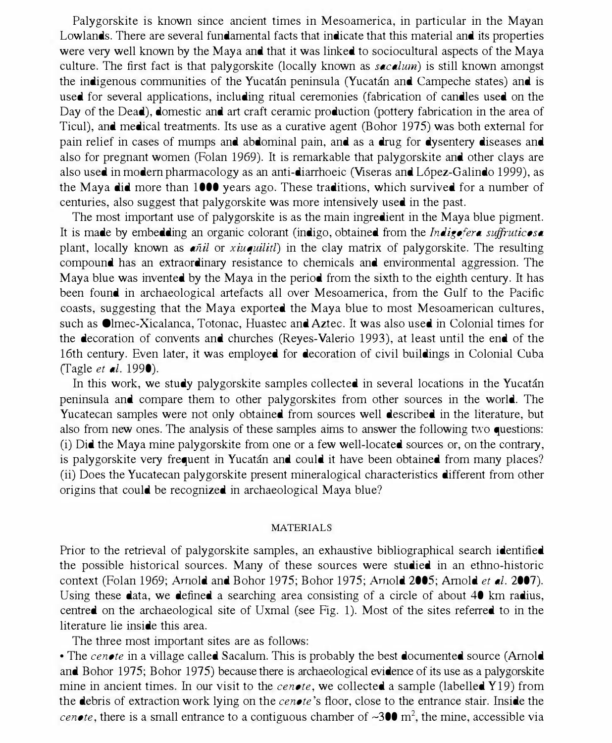Palygorskite is known since ancient times in Mesoamerica, in particular in the Mayan Lowlands. There are several fundamental facts that indicate that this material and its properties were very well known by the Maya and that it was linked to sociocultural aspects of the Maya culture. The first fact is that palygorskite (locally known as *sacalum*) is still known amongst the indigenous communities of the Yucatán peninsula (Yucatán and Campeche states) and is used for several applications, including ritual ceremonies (fabrication of candles used on the Day of the Dead), domestic and art craft ceramic production (pottery fabrication in the area of Ticul), and medical treatments. Its use as a curative agent (Bohor 1975) was both external for pain relief in cases of mumps and abdominal pain, and as a drug for dysentery diseases and also for pregnant women (Folan 1969). It is remarkable that palygorskite and other clays are also used in modern pharmacology as an anti-diarrhoeic (Viseras and López-Galindo 1999), as the Maya did more than 1000 years ago. These traditions, which survived for a number of centuries, also suggest that palygorskite was more intensively used in the past.

The most important use of palygorskite is as the main ingredient in the Maya blue pigment. It is made by embedding an organic colorant (indigo, obtained from the *Indigofera suffruticosa* plant, locally known as *añil* or *xiuquilitl*) in the clay matrix of palygorskite. The resulting compound has an extraordinary resistance to chemicals and environmental aggression. The Maya blue was invented by the Maya in the period from the sixth to the eighth century. It has been found in archaeological artefacts all over Mesoamerica, from the Gulf to the Pacific coasts, suggesting that the Maya exported the Maya blue to most Mesoamerican cultures, such as Olmec-Xicalanca, Totonac, Huastec and Aztec. It was also used in Colonial times for the decoration of convents and churches (Reyes-Valerio 1993), at least until the end of the 16th century. Even later, it was employed for decoration of civil buildings in Colonial Cuba (Tagle *et al.* 1990).

In this work, we study palygorskite samples collected in several locations in the Yucatán peninsula and compare them to other palygorskites from other sources in the world. The Yucatecan samples were not only obtained from sources well described in the literature, but also from new ones. The analysis of these samples aims to answer the following two questions: (i) Did the Maya mine palygorskite from one or a few well-located sources or, on the contrary, is palygorskite very frequent in Yucatán and could it have been obtained from many places? (ii) Does the Yucatecan palygorskite present mineralogical characteristics different from other origins that could be recognized in archaeological Maya blue?

## MATERIALS

Prior to the retrieval of palygorskite samples, an exhaustive bibliographical search identified the possible historical sources. Many of these sources were studied in an ethno-historic context (Folan 1969; Arnold and Bohor 1975; Bohor 1975; Arnold 2005; Arnold *et al.* 2007). Using these data, we defined a searching area consisting of a circle of about 40 km radius, centred on the archaeological site of Uxmal (see Fig. 1). Most of the sites referred to in the literature lie inside this area.

The three most important sites are as follows:

- The *cenote* in a village called Sacalum. This is probably the best documented source (Arnold and Bohor 1975; Bohor 1975) because there is archaeological evidence of its use as a palygorskite mine in ancient times. In our visit to the *cenote*, we collected a sample (labelled Y19) from the debris of extraction work lying on the *cenote*'s floor, close to the entrance stair. Inside the *cenote*, there is a small entrance to a contiguous chamber of ~300 m$^2$, the mine, accessible via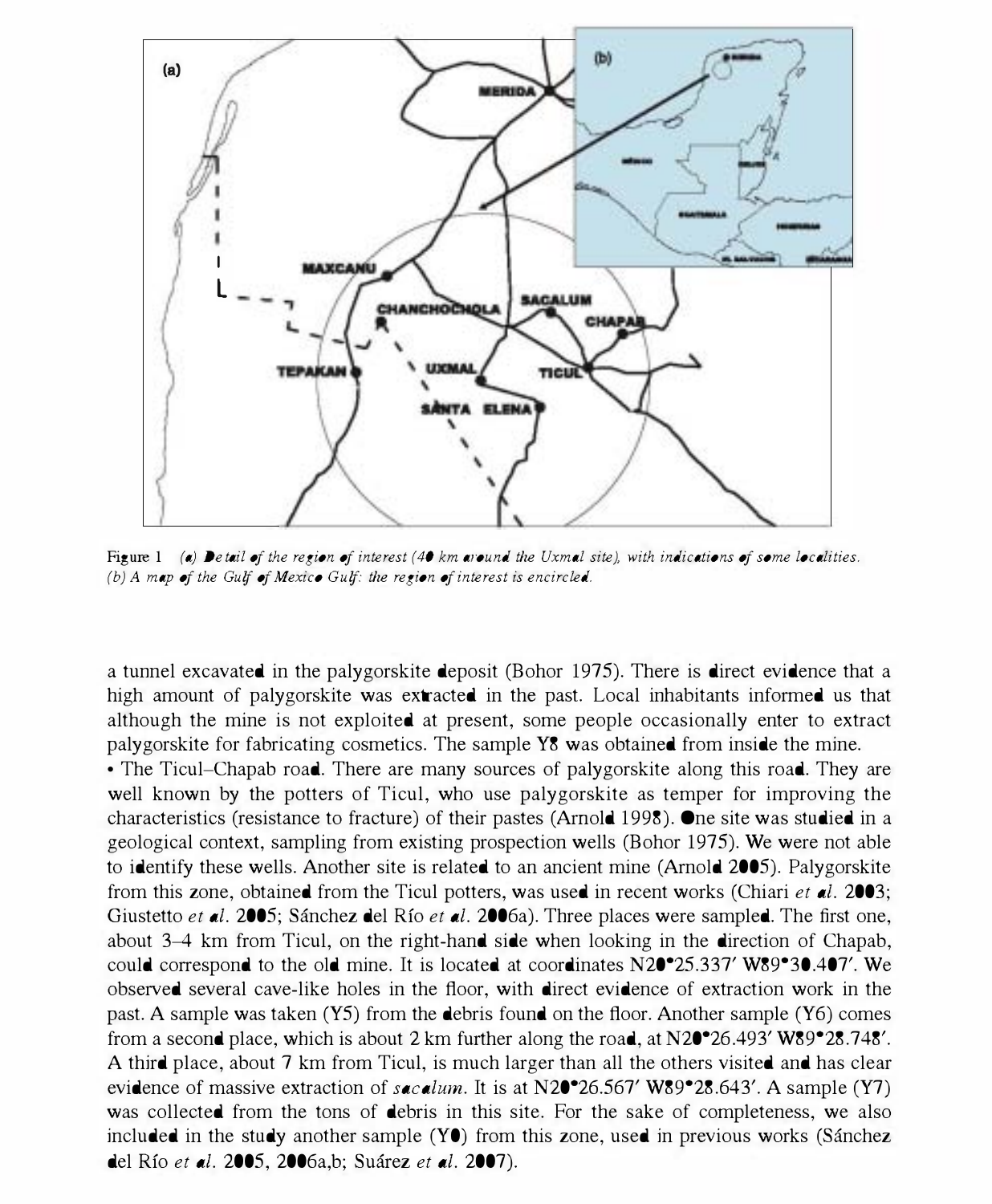Figure 1 (a) Detail of the region of interest (40 km around the Uxmal site), with indications of some localities. (b) A map of the Gulf of Mexico Gulf: the region of interest is encircled.

a tunnel excavated in the palygorskite deposit (Bohor 1975). There is direct evidence that a high amount of palygorskite was extracted in the past. Local inhabitants informed us that although the mine is not exploited at present, some people occasionally enter to extract palygorskite for fabricating cosmetics. The sample Y8 was obtained from inside the mine.

- The Ticul–Chapab road. There are many sources of palygorskite along this road. They are well known by the potters of Ticul, who use palygorskite as temper for improving the characteristics (resistance to fracture) of their pastes (Arnold 1998). One site was studied in a geological context, sampling from existing prospection wells (Bohor 1975). We were not able to identify these wells. Another site is related to an ancient mine (Arnold 2005). Palygorskite from this zone, obtained from the Ticul potters, was used in recent works (Chiari *et al.* 2003; Giustetto *et al.* 2005; Sánchez del Río *et al.* 2006a). Three places were sampled. The first one, about 3–4 km from Ticul, on the right-hand side when looking in the direction of Chapab, could correspond to the old mine. It is located at coordinates N20°25.337′ W89°30.407′. We observed several cave-like holes in the floor, with direct evidence of extraction work in the past. A sample was taken (Y5) from the debris found on the floor. Another sample (Y6) comes from a second place, which is about 2 km further along the road, at N20°26.493′ W89°28.748′. A third place, about 7 km from Ticul, is much larger than all the others visited and has clear evidence of massive extraction of *sacalum*. It is at N20°26.567′ W89°28.643′. A sample (Y7) was collected from the tons of debris in this site. For the sake of completeness, we also included in the study another sample (Y0) from this zone, used in previous works (Sánchez del Río *et al.* 2005, 2006a,b; Suárez *et al.* 2007).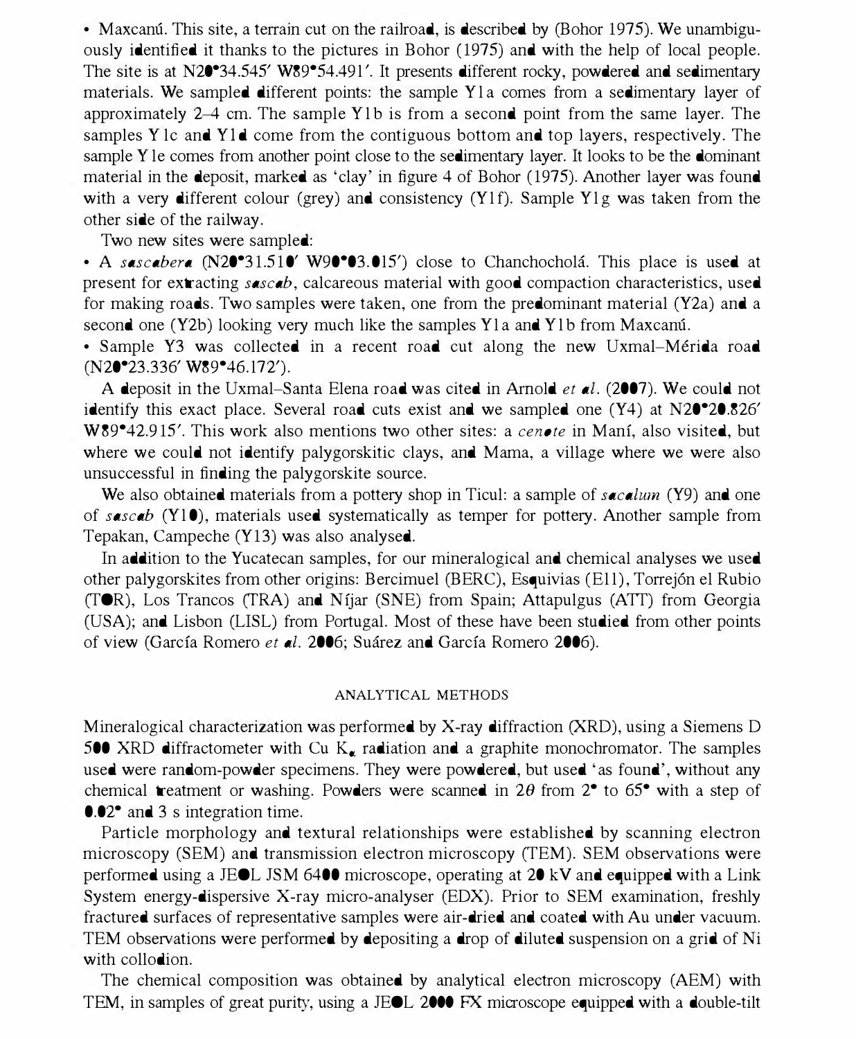• Maxcanú. This site, a terrain cut on the railroad, is described by (Bohor 1975). We unambiguously identified it thanks to the pictures in Bohor (1975) and with the help of local people. The site is at N20°34.545′ W89°54.491′. It presents different rocky, powdered and sedimentary materials. We sampled different points: the sample Y1a comes from a sedimentary layer of approximately 2–4 cm. The sample Y1b is from a second point from the same layer. The samples Y1c and Y1d come from the contiguous bottom and top layers, respectively. The sample Y1e comes from another point close to the sedimentary layer. It looks to be the dominant material in the deposit, marked as 'clay' in figure 4 of Bohor (1975). Another layer was found with a very different colour (grey) and consistency (Y1f). Sample Y1g was taken from the other side of the railway.

Two new sites were sampled:

• A *sascabera* (N20°31.510′ W90°03.015′) close to Chanchocholá. This place is used at present for extracting *sascab*, calcareous material with good compaction characteristics, used for making roads. Two samples were taken, one from the predominant material (Y2a) and a second one (Y2b) looking very much like the samples Y1a and Y1b from Maxcanú.

• Sample Y3 was collected in a recent road cut along the new Uxmal–Mérida road (N20°23.336′ W89°46.172′).

A deposit in the Uxmal–Santa Elena road was cited in Arnold *et al.* (2007). We could not identify this exact place. Several road cuts exist and we sampled one (Y4) at N20°20.826′ W89°42.915′. This work also mentions two other sites: a *cenote* in Maní, also visited, but where we could not identify palygorskitic clays, and Mama, a village where we were also unsuccessful in finding the palygorskite source.

We also obtained materials from a pottery shop in Ticul: a sample of *sacalum* (Y9) and one of *sascab* (Y10), materials used systematically as temper for pottery. Another sample from Tepakan, Campeche (Y13) was also analysed.

In addition to the Yucatecan samples, for our mineralogical and chemical analyses we used other palygorskites from other origins: Bercimuel (BERC), Esquivias (E11), Torrejón el Rubio (TOR), Los Trancos (TRA) and Níjar (SNE) from Spain; Attapulgus (ATT) from Georgia (USA); and Lisbon (LISL) from Portugal. Most of these have been studied from other points of view (García Romero *et al.* 2006; Suárez and García Romero 2006).

## ANALYTICAL METHODS

Mineralogical characterization was performed by X-ray diffraction (XRD), using a Siemens D 500 XRD diffractometer with Cu $K_\alpha$ radiation and a graphite monochromator. The samples used were random-powder specimens. They were powdered, but used 'as found', without any chemical treatment or washing. Powders were scanned in $2\theta$ from 2° to 65° with a step of 0.02° and 3 s integration time.

Particle morphology and textural relationships were established by scanning electron microscopy (SEM) and transmission electron microscopy (TEM). SEM observations were performed using a JEOL JSM 6400 microscope, operating at 20 kV and equipped with a Link System energy-dispersive X-ray micro-analyser (EDX). Prior to SEM examination, freshly fractured surfaces of representative samples were air-dried and coated with Au under vacuum. TEM observations were performed by depositing a drop of diluted suspension on a grid of Ni with collodion.

The chemical composition was obtained by analytical electron microscopy (AEM) with TEM, in samples of great purity, using a JEOL 2000 FX microscope equipped with a double-tilt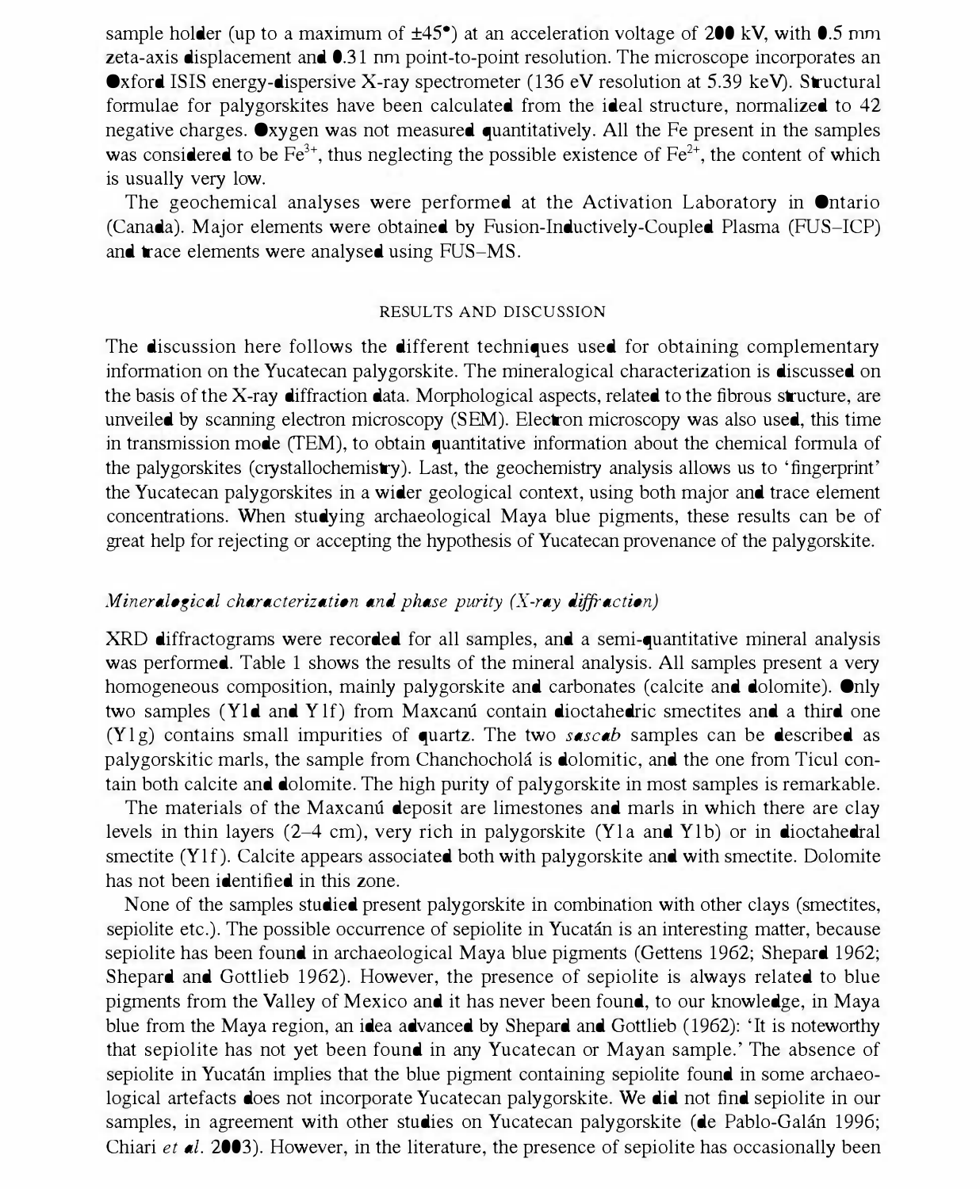sample holder (up to a maximum of ±45°) at an acceleration voltage of 200 kV, with 0.5 nm zeta-axis displacement and 0.31 nm point-to-point resolution. The microscope incorporates an Oxford ISIS energy-dispersive X-ray spectrometer (136 eV resolution at 5.39 keV). Structural formulae for palygorskites have been calculated from the ideal structure, normalized to 42 negative charges. Oxygen was not measured quantitatively. All the Fe present in the samples was considered to be $Fe^{3+}$, thus neglecting the possible existence of $Fe^{2+}$, the content of which is usually very low.

The geochemical analyses were performed at the Activation Laboratory in Ontario (Canada). Major elements were obtained by Fusion-Inductively-Coupled Plasma (FUS–ICP) and trace elements were analysed using FUS–MS.

## RESULTS AND DISCUSSION

The discussion here follows the different techniques used for obtaining complementary information on the Yucatecan palygorskite. The mineralogical characterization is discussed on the basis of the X-ray diffraction data. Morphological aspects, related to the fibrous structure, are unveiled by scanning electron microscopy (SEM). Electron microscopy was also used, this time in transmission mode (TEM), to obtain quantitative information about the chemical formula of the palygorskites (crystallochemistry). Last, the geochemistry analysis allows us to 'fingerprint' the Yucatecan palygorskites in a wider geological context, using both major and trace element concentrations. When studying archaeological Maya blue pigments, these results can be of great help for rejecting or accepting the hypothesis of Yucatecan provenance of the palygorskite.

### *Mineralogical characterization and phase purity (X-ray diffraction)*

XRD diffractograms were recorded for all samples, and a semi-quantitative mineral analysis was performed. Table 1 shows the results of the mineral analysis. All samples present a very homogeneous composition, mainly palygorskite and carbonates (calcite and dolomite). Only two samples (Y1d and Y1f) from Maxcanú contain dioctahedric smectites and a third one (Y1g) contains small impurities of quartz. The two *sascab* samples can be described as palygorskitic marls, the sample from Chanchocholá is dolomitic, and the one from Ticul contain both calcite and dolomite. The high purity of palygorskite in most samples is remarkable.

The materials of the Maxcanú deposit are limestones and marls in which there are clay levels in thin layers (2–4 cm), very rich in palygorskite (Y1a and Y1b) or in dioctahedral smectite (Y1f). Calcite appears associated both with palygorskite and with smectite. Dolomite has not been identified in this zone.

None of the samples studied present palygorskite in combination with other clays (smectites, sepiolite etc.). The possible occurrence of sepiolite in Yucatán is an interesting matter, because sepiolite has been found in archaeological Maya blue pigments (Gettens 1962; Shepard 1962; Shepard and Gottlieb 1962). However, the presence of sepiolite is always related to blue pigments from the Valley of Mexico and it has never been found, to our knowledge, in Maya blue from the Maya region, an idea advanced by Shepard and Gottlieb (1962): 'It is noteworthy that sepiolite has not yet been found in any Yucatecan or Mayan sample.' The absence of sepiolite in Yucatán implies that the blue pigment containing sepiolite found in some archaeological artefacts does not incorporate Yucatecan palygorskite. We did not find sepiolite in our samples, in agreement with other studies on Yucatecan palygorskite (de Pablo-Galán 1996; Chiari *et al.* 2003). However, in the literature, the presence of sepiolite has occasionally been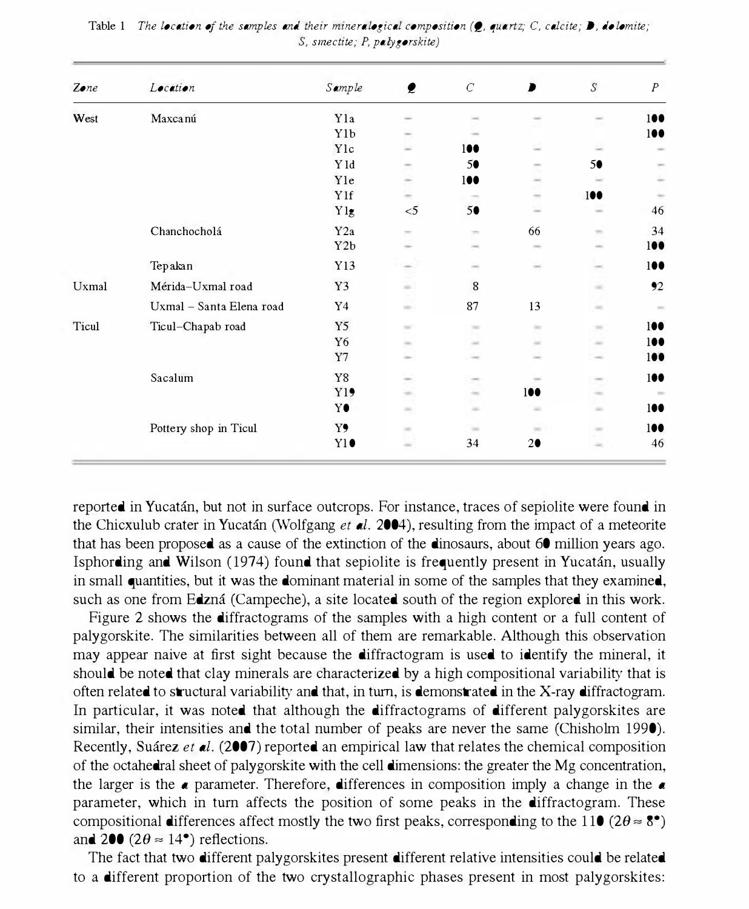Table 1 *The location of the samples and their mineralogical composition (Q, quartz; C, calcite; D, dolomite; S, smectite; P, palygorskite)*

| *Zone* | *Location* | *Sample* | *Q* | *C* | *D* | *S* | *P* |
|---|---|---|---|---|---|---|---|
| West | Maxcanú | Y1a | – | – | – | – | 100 |
| | | Y1b | – | – | – | – | 100 |
| | | Y1c | – | 100 | – | – | – |
| | | Y1d | – | 50 | – | 50 | – |
| | | Y1e | – | 100 | – | – | – |
| | | Y1f | – | – | – | 100 | – |
| | | Y1g | <5 | 50 | – | – | 46 |
| | Chanchocholá | Y2a | – | – | 66 | – | 34 |
| | | Y2b | – | – | – | – | 100 |
| | Tepakan | Y13 | – | – | – | – | 100 |
| Uxmal | Mérida–Uxmal road | Y3 | – | 8 | | – | 92 |
| | Uxmal – Santa Elena road | Y4 | – | 87 | 13 | – | – |
| Ticul | Ticul–Chapab road | Y5 | – | – | – | – | 100 |
| | | Y6 | – | – | – | – | 100 |
| | | Y7 | – | – | – | – | 100 |
| | Sacalum | Y8 | – | – | – | – | 100 |
| | | Y19 | – | – | 100 | – | – |
| | | Y0 | – | – | – | – | 100 |
| | Pottery shop in Ticul | Y9 | – | – | – | – | 100 |
| | | Y10 | – | 34 | 20 | – | 46 |

reported in Yucatán, but not in surface outcrops. For instance, traces of sepiolite were found in the Chicxulub crater in Yucatán (Wolfgang *et al.* 2004), resulting from the impact of a meteorite that has been proposed as a cause of the extinction of the dinosaurs, about 60 million years ago. Isphording and Wilson (1974) found that sepiolite is frequently present in Yucatán, usually in small quantities, but it was the dominant material in some of the samples that they examined, such as one from Edzná (Campeche), a site located south of the region explored in this work.

Figure 2 shows the diffractograms of the samples with a high content or a full content of palygorskite. The similarities between all of them are remarkable. Although this observation may appear naive at first sight because the diffractogram is used to identify the mineral, it should be noted that clay minerals are characterized by a high compositional variability that is often related to structural variability and that, in turn, is demonstrated in the X-ray diffractogram. In particular, it was noted that although the diffractograms of different palygorskites are similar, their intensities and the total number of peaks are never the same (Chisholm 1990). Recently, Suárez *et al.* (2007) reported an empirical law that relates the chemical composition of the octahedral sheet of palygorskite with the cell dimensions: the greater the Mg concentration, the larger is the *a* parameter. Therefore, differences in composition imply a change in the *a* parameter, which in turn affects the position of some peaks in the diffractogram. These compositional differences affect mostly the two first peaks, corresponding to the 110 ($2\theta \approx 8°$) and 200 ($2\theta \approx 14°$) reflections.

The fact that two different palygorskites present different relative intensities could be related to a different proportion of the two crystallographic phases present in most palygorskites: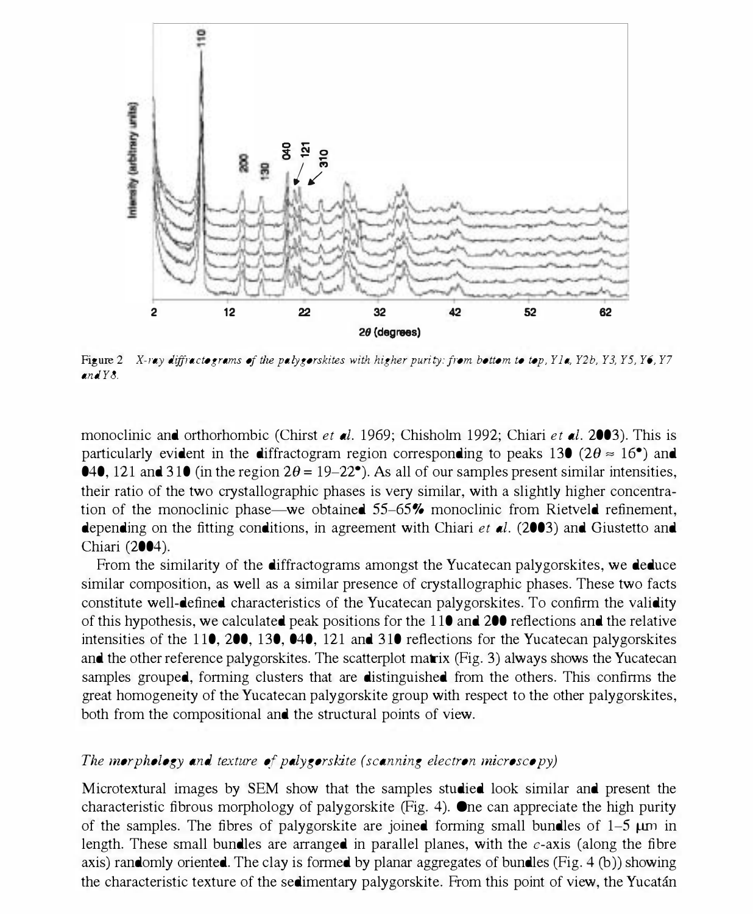Figure 2 *X-ray diffractograms of the palygorskites with higher purity: from bottom to top, Y1a, Y2b, Y3, Y5, Y6, Y7 and Y8.*

monoclinic and orthorhombic (Chirst *et al.* 1969; Chisholm 1992; Chiari *et al.* 2003). This is particularly evident in the diffractogram region corresponding to peaks 130 ($2\theta \approx 16°$) and 040, 121 and 310 (in the region $2\theta = 19–22°$). As all of our samples present similar intensities, their ratio of the two crystallographic phases is very similar, with a slightly higher concentration of the monoclinic phase—we obtained 55–65% monoclinic from Rietveld refinement, depending on the fitting conditions, in agreement with Chiari *et al.* (2003) and Giustetto and Chiari (2004).

From the similarity of the diffractograms amongst the Yucatecan palygorskites, we deduce similar composition, as well as a similar presence of crystallographic phases. These two facts constitute well-defined characteristics of the Yucatecan palygorskites. To confirm the validity of this hypothesis, we calculated peak positions for the 110 and 200 reflections and the relative intensities of the 110, 200, 130, 040, 121 and 310 reflections for the Yucatecan palygorskites and the other reference palygorskites. The scatterplot matrix (Fig. 3) always shows the Yucatecan samples grouped, forming clusters that are distinguished from the others. This confirms the great homogeneity of the Yucatecan palygorskite group with respect to the other palygorskites, both from the compositional and the structural points of view.

### *The morphology and texture of palygorskite (scanning electron microscopy)*

Microtextural images by SEM show that the samples studied look similar and present the characteristic fibrous morphology of palygorskite (Fig. 4). One can appreciate the high purity of the samples. The fibres of palygorskite are joined forming small bundles of 1–5 μm in length. These small bundles are arranged in parallel planes, with the *c*-axis (along the fibre axis) randomly oriented. The clay is formed by planar aggregates of bundles (Fig. 4 (b)) showing the characteristic texture of the sedimentary palygorskite. From this point of view, the Yucatán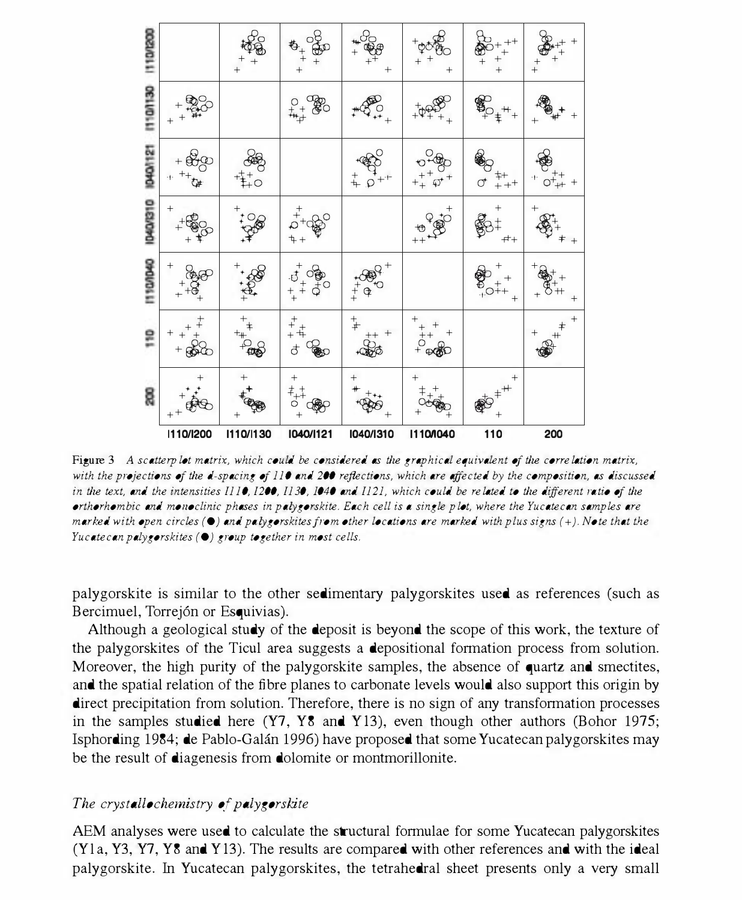Figure 3 *A scatterplot matrix, which could be considered as the graphical equivalent of the correlation matrix, with the projections of the d-spacing of 110 and 200 reflections, which are affected by the composition, as discussed in the text, and the intensities I110, I200, I130, I040 and I121, which could be related to the different ratio of the orthorhombic and monoclinic phases in palygorskite. Each cell is a single plot, where the Yucatecan samples are marked with open circles (●) and palygorskites from other locations are marked with plus signs (+). Note that the Yucatecan palygorskites (●) group together in most cells.*

palygorskite is similar to the other sedimentary palygorskites used as references (such as Bercimuel, Torrejón or Esquivias).

Although a geological study of the deposit is beyond the scope of this work, the texture of the palygorskites of the Ticul area suggests a depositional formation process from solution. Moreover, the high purity of the palygorskite samples, the absence of quartz and smectites, and the spatial relation of the fibre planes to carbonate levels would also support this origin by direct precipitation from solution. Therefore, there is no sign of any transformation processes in the samples studied here (Y7, Y8 and Y13), even though other authors (Bohor 1975; Isphording 1984; de Pablo-Galán 1996) have proposed that some Yucatecan palygorskites may be the result of diagenesis from dolomite or montmorillonite.

### *The crystallochemistry of palygorskite*

AEM analyses were used to calculate the structural formulae for some Yucatecan palygorskites (Y1a, Y3, Y7, Y8 and Y13). The results are compared with other references and with the ideal palygorskite. In Yucatecan palygorskites, the tetrahedral sheet presents only a very small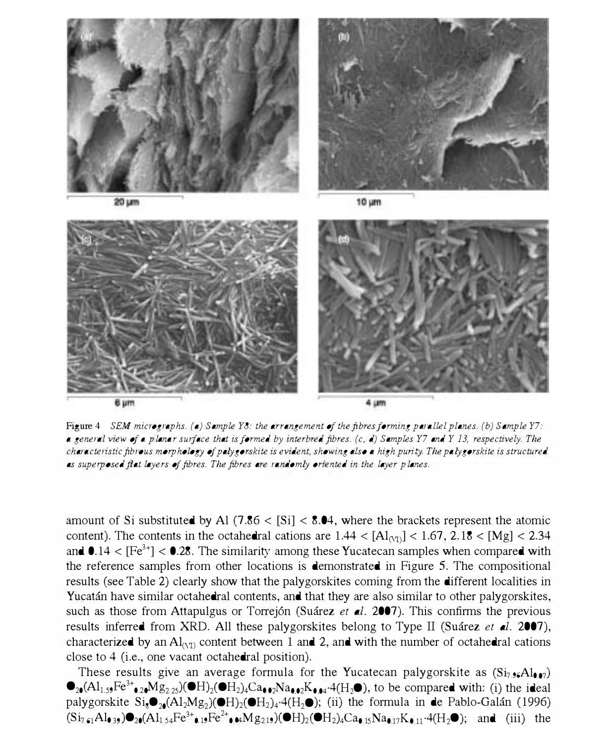Figure 4 *SEM micrographs. (a) Sample Y8: the arrangement of the fibres forming parallel planes. (b) Sample Y7: a general view of a planar surface that is formed by interbred fibres. (c, d) Samples Y7 and Y 13, respectively. The characteristic fibrous morphology of palygorskite is evident, showing also a high purity. The palygorskite is structured as superposed flat layers of fibres. The fibres are randomly oriented in the layer planes.*

amount of Si substituted by Al ($7.86 < [Si] < 8.04$, where the brackets represent the atomic content). The contents in the octahedral cations are $1.44 < [Al_{(VI)}] < 1.67$, $2.18 < [Mg] < 2.34$ and $0.14 < [Fe^{3+}] < 0.28$. The similarity among these Yucatecan samples when compared with the reference samples from other locations is demonstrated in Figure 5. The compositional results (see Table 2) clearly show that the palygorskites coming from the different localities in Yucatán have similar octahedral contents, and that they are also similar to other palygorskites, such as those from Attapulgus or Torrejón (Suárez *et al.* 2007). This confirms the previous results inferred from XRD. All these palygorskites belong to Type II (Suárez *et al.* 2007), characterized by an $Al_{(VI)}$ content between 1 and 2, and with the number of octahedral cations close to 4 (i.e., one vacant octahedral position).

These results give an average formula for the Yucatecan palygorskite as $(Si_{7.96}Al_{0.07})O_{20}(Al_{1.59}Fe^{3+}_{0.20}Mg_{2.25})(OH)_2(OH_2)_4Ca_{0.02}Na_{0.02}K_{0.04}\cdot 4(H_2O)$, to be compared with: (i) the ideal palygorskite $Si_8O_{20}(Al_2Mg_2)(OH)_2(OH_2)_4\cdot 4(H_2O)$; (ii) the formula in de Pablo-Galán (1996) $(Si_{7.61}Al_{0.39})O_{20}(Al_{1.54}Fe^{3+}_{0.19}Fe^{2+}_{0.04}Mg_{2.19})(OH)_2(OH_2)_4Ca_{0.15}Na_{0.17}K_{0.11}\cdot 4(H_2O)$; and (iii) the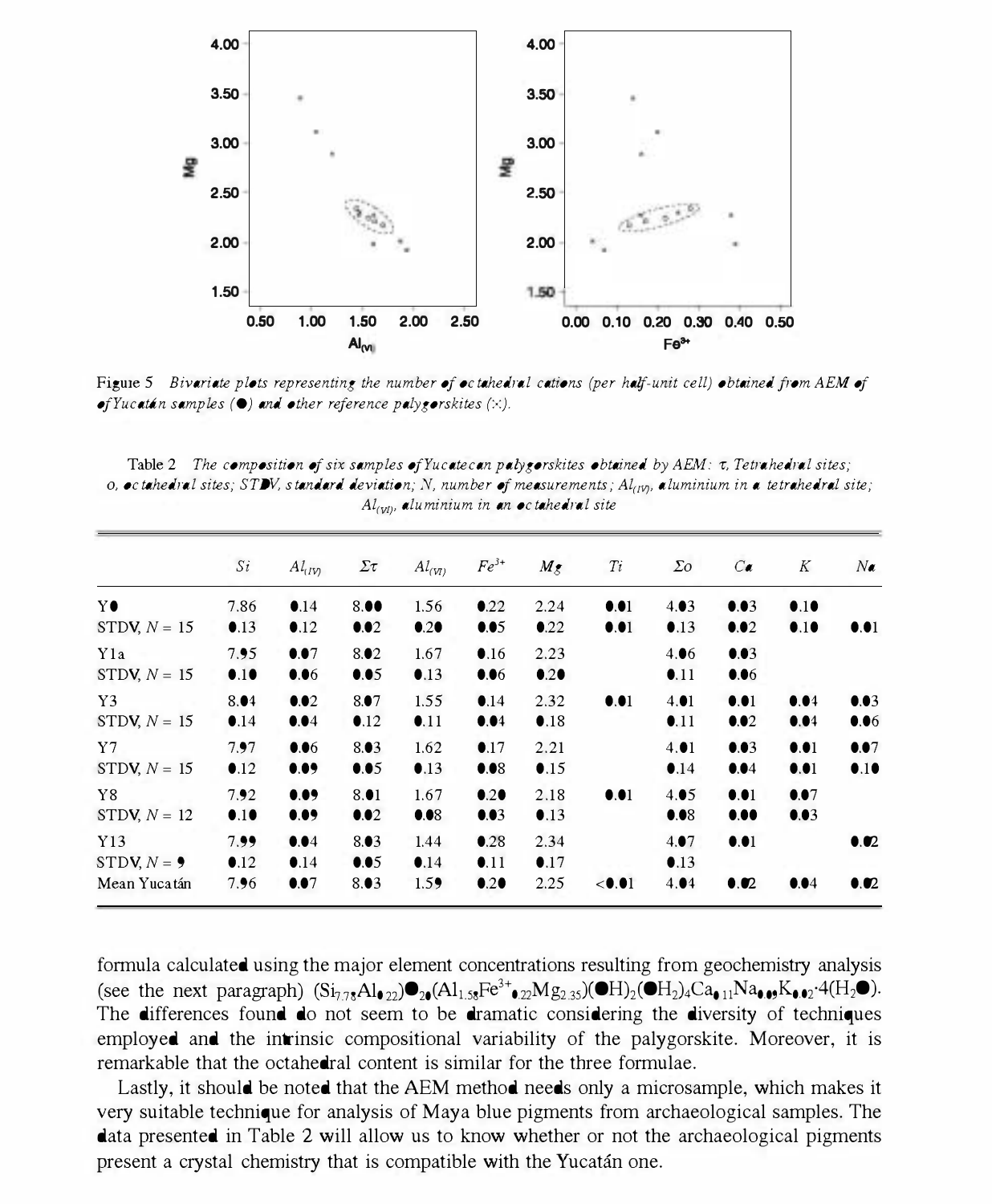*Figure 5 Bivariate plots representing the number of octahedral cations (per half-unit cell) obtained from AEM of of Yucatán samples (●) and other reference palygorskites (∴).*

Table 2 *The composition of six samples of Yucatecan palygorskites obtained by AEM: τ, Tetrahedral sites; o, octahedral sites; STDV, standard deviation; N, number of measurements; $Al_{(IV)}$, aluminium in a tetrahedral site; $Al_{(VI)}$, aluminium in an octahedral site*

| | *Si* | $Al_{(IV)}$ | $\Sigma\tau$ | $Al_{(VI)}$ | $Fe^{3+}$ | *Mg* | *Ti* | $\Sigma o$ | *Ca* | *K* | *Na* |
|---|---|---|---|---|---|---|---|---|---|---|---|
| Y0 | 7.86 | 0.14 | 8.00 | 1.56 | 0.22 | 2.24 | 0.01 | 4.03 | 0.03 | 0.10 | |
| STDV, $N$ = 15 | 0.13 | 0.12 | 0.02 | 0.20 | 0.05 | 0.22 | 0.01 | 0.13 | 0.02 | 0.10 | 0.01 |
| Y1a | 7.95 | 0.07 | 8.02 | 1.67 | 0.16 | 2.23 | | 4.06 | 0.03 | | |
| STDV, $N$ = 15 | 0.10 | 0.06 | 0.05 | 0.13 | 0.06 | 0.20 | | 0.11 | 0.06 | | |
| Y3 | 8.04 | 0.02 | 8.07 | 1.55 | 0.14 | 2.32 | 0.01 | 4.01 | 0.01 | 0.04 | 0.03 |
| STDV, $N$ = 15 | 0.14 | 0.04 | 0.12 | 0.11 | 0.04 | 0.18 | | 0.11 | 0.02 | 0.04 | 0.06 |
| Y7 | 7.97 | 0.06 | 8.03 | 1.62 | 0.17 | 2.21 | | 4.01 | 0.03 | 0.01 | 0.07 |
| STDV, $N$ = 15 | 0.12 | 0.09 | 0.05 | 0.13 | 0.08 | 0.15 | | 0.14 | 0.04 | 0.01 | 0.10 |
| Y8 | 7.92 | 0.09 | 8.01 | 1.67 | 0.20 | 2.18 | 0.01 | 4.05 | 0.01 | 0.07 | |
| STDV, $N$ = 12 | 0.10 | 0.09 | 0.02 | 0.08 | 0.03 | 0.13 | | 0.08 | 0.00 | 0.03 | |
| Y13 | 7.99 | 0.04 | 8.03 | 1.44 | 0.28 | 2.34 | | 4.07 | 0.01 | | 0.02 |
| STDV, $N$ = 9 | 0.12 | 0.14 | 0.05 | 0.14 | 0.11 | 0.17 | | 0.13 | | | |
| Mean Yucatán | 7.96 | 0.07 | 8.03 | 1.59 | 0.20 | 2.25 | <0.01 | 4.04 | 0.02 | 0.04 | 0.02 |

formula calculated using the major element concentrations resulting from geochemistry analysis (see the next paragraph) $(Si_{7.78}Al_{0.22})O_{20}(Al_{1.58}Fe^{3+}_{0.22}Mg_{2.35})(OH)_2(OH_2)_4Ca_{0.11}Na_{0.09}K_{0.02}\cdot 4(H_2O)$. The differences found do not seem to be dramatic considering the diversity of techniques employed and the intrinsic compositional variability of the palygorskite. Moreover, it is remarkable that the octahedral content is similar for the three formulae.

Lastly, it should be noted that the AEM method needs only a microsample, which makes it very suitable technique for analysis of Maya blue pigments from archaeological samples. The data presented in Table 2 will allow us to know whether or not the archaeological pigments present a crystal chemistry that is compatible with the Yucatán one.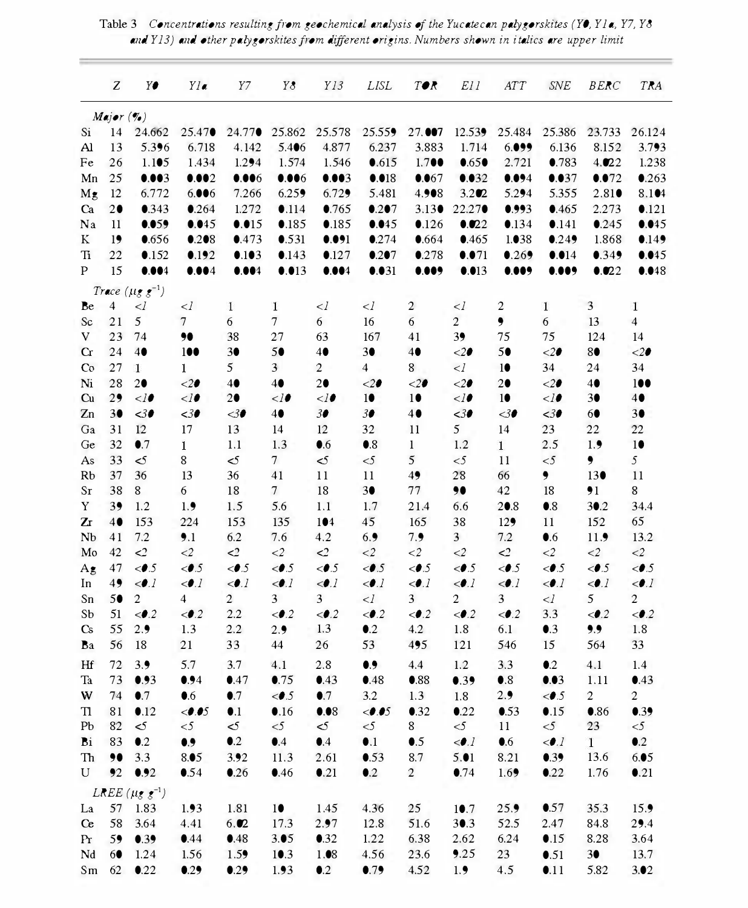Table 3 *Concentrations resulting from geochemical analysis of the Yucatecan palygorskites (Y0, Y1a, Y7, Y8 and Y13) and other palygorskites from different origins. Numbers shown in italics are upper limit*

| | Z | Y0 | Y1a | Y7 | Y8 | Y13 | LISL | TOR | E11 | ATT | SNE | BERC | TRA |
|---|---|---|---|---|---|---|---|---|---|---|---|---|---|
| *Major (%)* | | | | | | | | | | | | | |
| Si | 14 | 24.662 | 25.470 | 24.770 | 25.862 | 25.578 | 25.559 | 27.007 | 12.539 | 25.484 | 25.386 | 23.733 | 26.124 |
| Al | 13 | 5.396 | 6.718 | 4.142 | 5.406 | 4.877 | 6.237 | 3.883 | 1.714 | 6.099 | 6.136 | 8.152 | 3.793 |
| Fe | 26 | 1.105 | 1.434 | 1.294 | 1.574 | 1.546 | 0.615 | 1.700 | 0.650 | 2.721 | 0.783 | 4.022 | 1.238 |
| Mn | 25 | 0.003 | 0.002 | 0.006 | 0.006 | 0.003 | 0.018 | 0.067 | 0.032 | 0.094 | 0.037 | 0.072 | 0.263 |
| Mg | 12 | 6.772 | 6.006 | 7.266 | 6.259 | 6.729 | 5.481 | 4.908 | 3.202 | 5.294 | 5.355 | 2.810 | 8.104 |
| Ca | 20 | 0.343 | 0.264 | 1.272 | 0.114 | 0.765 | 0.207 | 3.130 | 22.270 | 0.993 | 0.465 | 2.273 | 0.121 |
| Na | 11 | 0.059 | 0.045 | 0.015 | 0.185 | 0.185 | 0.045 | 0.126 | 0.022 | 0.134 | 0.141 | 0.245 | 0.045 |
| K | 19 | 0.656 | 0.208 | 0.473 | 0.531 | 0.091 | 0.274 | 0.664 | 0.465 | 1.038 | 0.249 | 1.868 | 0.149 |
| Ti | 22 | 0.152 | 0.192 | 0.103 | 0.143 | 0.127 | 0.207 | 0.278 | 0.071 | 0.269 | 0.014 | 0.349 | 0.045 |
| P | 15 | 0.004 | 0.004 | 0.004 | 0.013 | 0.004 | 0.031 | 0.009 | 0.013 | 0.009 | 0.009 | 0.022 | 0.048 |
| *Trace ($\mu g\ g^{-1}$)* | | | | | | | | | | | | | |
| Be | 4 | *<1* | *<1* | 1 | 1 | *<1* | *<1* | 2 | *<1* | 2 | 1 | 3 | 1 |
| Sc | 21 | 5 | 7 | 6 | 7 | 6 | 16 | 6 | 2 | 9 | 6 | 13 | 4 |
| V | 23 | 74 | 90 | 38 | 27 | 63 | 167 | 41 | 39 | 75 | 75 | 124 | 14 |
| Cr | 24 | 40 | 100 | 30 | 50 | 40 | 30 | 40 | *<20* | 50 | *<20* | 80 | *<20* |
| Co | 27 | 1 | 1 | 5 | 3 | 2 | 4 | 8 | *<1* | 10 | 34 | 24 | 34 |
| Ni | 28 | 20 | *<20* | 40 | 40 | 20 | *<20* | *<20* | *<20* | 20 | *<20* | 40 | 100 |
| Cu | 29 | *<10* | *<10* | 20 | *<10* | *<10* | 10 | 10 | *<10* | 10 | *<10* | 30 | 40 |
| Zn | 30 | *<30* | *<30* | *<30* | 40 | *30* | *30* | 40 | *<30* | *<30* | *<30* | 60 | 30 |
| Ga | 31 | 12 | 17 | 13 | 14 | 12 | 32 | 11 | 5 | 14 | 23 | 22 | 22 |
| Ge | 32 | 0.7 | 1 | 1.1 | 1.3 | 0.6 | 0.8 | 1 | 1.2 | 1 | 2.5 | 1.9 | 10 |
| As | 33 | *<5* | 8 | *<5* | 7 | *<5* | *<5* | 5 | *<5* | 11 | *<5* | 9 | *5* |
| Rb | 37 | 36 | 13 | 36 | 41 | 11 | 11 | 49 | 28 | 66 | 9 | 130 | 11 |
| Sr | 38 | 8 | 6 | 18 | 7 | 18 | 30 | 77 | 90 | 42 | 18 | 91 | 8 |
| Y | 39 | 1.2 | 1.9 | 1.5 | 5.6 | 1.1 | 1.7 | 21.4 | 6.6 | 20.8 | 0.8 | 30.2 | 34.4 |
| Zr | 40 | 153 | 224 | 153 | 135 | 104 | 45 | 165 | 38 | 129 | 11 | 152 | 65 |
| Nb | 41 | 7.2 | 9.1 | 6.2 | 7.6 | 4.2 | 6.9 | 7.9 | 3 | 7.2 | 0.6 | 11.9 | 13.2 |
| Mo | 42 | *<2* | *<2* | *<2* | *<2* | *<2* | *<2* | *<2* | *<2* | *<2* | *<2* | *<2* | *<2* |
| Ag | 47 | *<0.5* | *<0.5* | *<0.5* | *<0.5* | *<0.5* | *<0.5* | *<0.5* | *<0.5* | *<0.5* | *<0.5* | *<0.5* | *<0.5* |
| In | 49 | *<0.1* | *<0.1* | *<0.1* | *<0.1* | *<0.1* | *<0.1* | *<0.1* | *<0.1* | *<0.1* | *<0.1* | *<0.1* | *<0.1* |
| Sn | 50 | 2 | 4 | 2 | 3 | 3 | *<1* | 3 | 2 | 3 | *<1* | 5 | 2 |
| Sb | 51 | *<0.2* | *<0.2* | 2.2 | *<0.2* | *<0.2* | *<0.2* | *<0.2* | *<0.2* | *<0.2* | 3.3 | *<0.2* | *<0.2* |
| Cs | 55 | 2.9 | 1.3 | 2.2 | 2.9 | 1.3 | 0.2 | 4.2 | 1.8 | 6.1 | 0.3 | 9.9 | 1.8 |
| Ba | 56 | 18 | 21 | 33 | 44 | 26 | 53 | 495 | 121 | 546 | 15 | 564 | 33 |
| Hf | 72 | 3.9 | 5.7 | 3.7 | 4.1 | 2.8 | 0.9 | 4.4 | 1.2 | 3.3 | 0.2 | 4.1 | 1.4 |
| Ta | 73 | 0.93 | 0.94 | 0.47 | 0.75 | 0.43 | 0.48 | 0.88 | 0.39 | 0.8 | 0.03 | 1.11 | 0.43 |
| W | 74 | 0.7 | 0.6 | 0.7 | *<0.5* | 0.7 | 3.2 | 1.3 | 1.8 | 2.9 | *<0.5* | 2 | 2 |
| Tl | 81 | 0.12 | *<0.05* | 0.1 | 0.16 | 0.08 | *<0.05* | 0.32 | 0.22 | 0.53 | 0.15 | 0.86 | 0.39 |
| Pb | 82 | *<5* | *<5* | *<5* | *<5* | *<5* | *<5* | 8 | *<5* | 11 | *<5* | 23 | *<5* |
| Bi | 83 | 0.2 | 0.9 | 0.2 | 0.4 | 0.4 | 0.1 | 0.5 | *<0.1* | 0.6 | *<0.1* | 1 | 0.2 |
| Th | 90 | 3.3 | 8.05 | 3.92 | 11.3 | 2.61 | 0.53 | 8.7 | 5.01 | 8.21 | 0.39 | 13.6 | 6.05 |
| U | 92 | 0.92 | 0.54 | 0.26 | 0.46 | 0.21 | 0.2 | 2 | 0.74 | 1.69 | 0.22 | 1.76 | 0.21 |
| *LREE ($\mu g\ g^{-1}$)* | | | | | | | | | | | | | |
| La | 57 | 1.83 | 1.93 | 1.81 | 10 | 1.45 | 4.36 | 25 | 10.7 | 25.9 | 0.57 | 35.3 | 15.9 |
| Ce | 58 | 3.64 | 4.41 | 6.02 | 17.3 | 2.97 | 12.8 | 51.6 | 30.3 | 52.5 | 2.47 | 84.8 | 29.4 |
| Pr | 59 | 0.39 | 0.44 | 0.48 | 3.05 | 0.32 | 1.22 | 6.38 | 2.62 | 6.24 | 0.15 | 8.28 | 3.64 |
| Nd | 60 | 1.24 | 1.56 | 1.59 | 10.3 | 1.08 | 4.56 | 23.6 | 9.25 | 23 | 0.51 | 30 | 13.7 |
| Sm | 62 | 0.22 | 0.29 | 0.29 | 1.93 | 0.2 | 0.79 | 4.52 | 1.9 | 4.5 | 0.11 | 5.82 | 3.02 |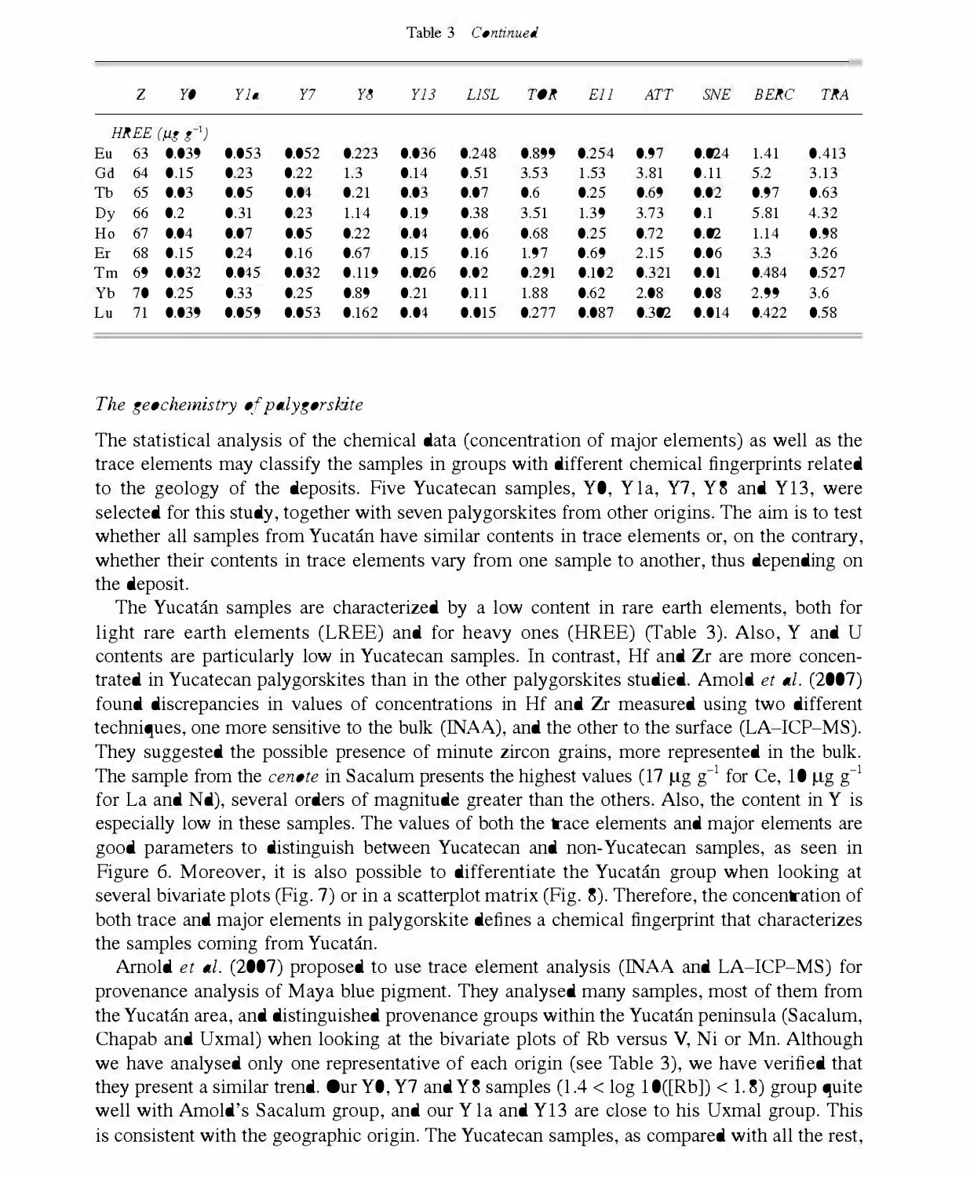Table 3 *Continued*

| | Z | Y0 | Y1a | Y7 | Y8 | Y13 | LISL | TOR | E11 | ATT | SNE | BERC | TRA |
|---|---|---|---|---|---|---|---|---|---|---|---|---|---|
| *HREE* ($\mu g\ g^{-1}$) | | | | | | | | | | | | | |
| Eu | 63 | 0.039 | 0.053 | 0.052 | 0.223 | 0.036 | 0.248 | 0.899 | 0.254 | 0.97 | 0.024 | 1.41 | 0.413 |
| Gd | 64 | 0.15 | 0.23 | 0.22 | 1.3 | 0.14 | 0.51 | 3.53 | 1.53 | 3.81 | 0.11 | 5.2 | 3.13 |
| Tb | 65 | 0.03 | 0.05 | 0.04 | 0.21 | 0.03 | 0.07 | 0.6 | 0.25 | 0.69 | 0.02 | 0.97 | 0.63 |
| Dy | 66 | 0.2 | 0.31 | 0.23 | 1.14 | 0.19 | 0.38 | 3.51 | 1.39 | 3.73 | 0.1 | 5.81 | 4.32 |
| Ho | 67 | 0.04 | 0.07 | 0.05 | 0.22 | 0.04 | 0.06 | 0.68 | 0.25 | 0.72 | 0.02 | 1.14 | 0.98 |
| Er | 68 | 0.15 | 0.24 | 0.16 | 0.67 | 0.15 | 0.16 | 1.97 | 0.69 | 2.15 | 0.06 | 3.3 | 3.26 |
| Tm | 69 | 0.032 | 0.045 | 0.032 | 0.119 | 0.026 | 0.02 | 0.291 | 0.102 | 0.321 | 0.01 | 0.484 | 0.527 |
| Yb | 70 | 0.25 | 0.33 | 0.25 | 0.89 | 0.21 | 0.11 | 1.88 | 0.62 | 2.08 | 0.08 | 2.99 | 3.6 |
| Lu | 71 | 0.039 | 0.059 | 0.053 | 0.162 | 0.04 | 0.015 | 0.277 | 0.087 | 0.302 | 0.014 | 0.422 | 0.58 |

### *The geochemistry of palygorskite*

The statistical analysis of the chemical data (concentration of major elements) as well as the trace elements may classify the samples in groups with different chemical fingerprints related to the geology of the deposits. Five Yucatecan samples, Y0, Y1a, Y7, Y8 and Y13, were selected for this study, together with seven palygorskites from other origins. The aim is to test whether all samples from Yucatán have similar contents in trace elements or, on the contrary, whether their contents in trace elements vary from one sample to another, thus depending on the deposit.

The Yucatán samples are characterized by a low content in rare earth elements, both for light rare earth elements (LREE) and for heavy ones (HREE) (Table 3). Also, Y and U contents are particularly low in Yucatecan samples. In contrast, Hf and Zr are more concentrated in Yucatecan palygorskites than in the other palygorskites studied. Arnold *et al.* (2007) found discrepancies in values of concentrations in Hf and Zr measured using two different techniques, one more sensitive to the bulk (INAA), and the other to the surface (LA–ICP–MS). They suggested the possible presence of minute zircon grains, more represented in the bulk. The sample from the *cenote* in Sacalum presents the highest values (17 $\mu g\ g^{-1}$ for Ce, 10 $\mu g\ g^{-1}$ for La and Nd), several orders of magnitude greater than the others. Also, the content in Y is especially low in these samples. The values of both the trace elements and major elements are good parameters to distinguish between Yucatecan and non-Yucatecan samples, as seen in Figure 6. Moreover, it is also possible to differentiate the Yucatán group when looking at several bivariate plots (Fig. 7) or in a scatterplot matrix (Fig. 8). Therefore, the concentration of both trace and major elements in palygorskite defines a chemical fingerprint that characterizes the samples coming from Yucatán.

Arnold *et al.* (2007) proposed to use trace element analysis (INAA and LA–ICP–MS) for provenance analysis of Maya blue pigment. They analysed many samples, most of them from the Yucatán area, and distinguished provenance groups within the Yucatán peninsula (Sacalum, Chapab and Uxmal) when looking at the bivariate plots of Rb versus V, Ni or Mn. Although we have analysed only one representative of each origin (see Table 3), we have verified that they present a similar trend. Our Y0, Y7 and Y8 samples ($1.4 < \log 10([Rb]) < 1.8$) group quite well with Arnold's Sacalum group, and our Y1a and Y13 are close to his Uxmal group. This is consistent with the geographic origin. The Yucatecan samples, as compared with all the rest,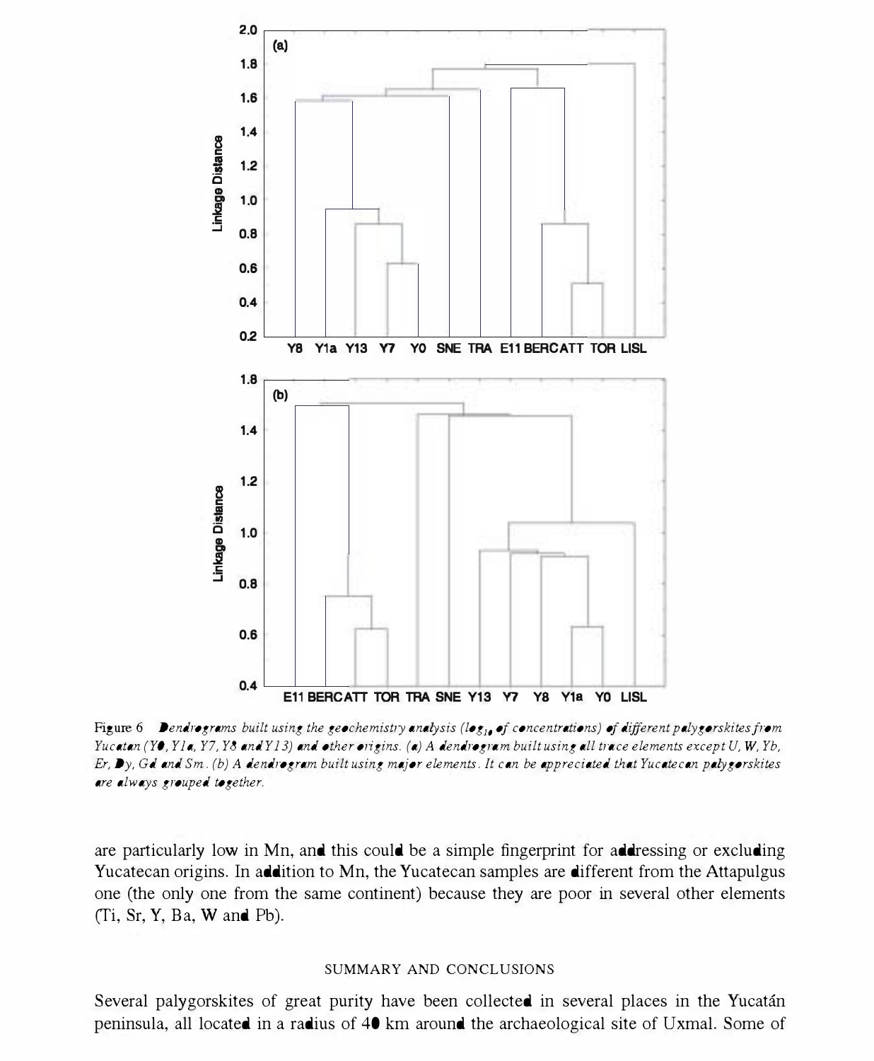Figure 6 *Dendrograms built using the geochemistry analysis ($\log_{10}$ of concentrations) of different palygorskites from Yucatan (Y0, Y1a, Y7, Y8 and Y13) and other origins. (a) A dendrogram built using all trace elements except U, W, Yb, Er, Dy, Gd and Sm. (b) A dendrogram built using major elements. It can be appreciated that Yucatecan palygorskites are always grouped together.*

are particularly low in Mn, and this could be a simple fingerprint for addressing or excluding Yucatecan origins. In addition to Mn, the Yucatecan samples are different from the Attapulgus one (the only one from the same continent) because they are poor in several other elements (Ti, Sr, Y, Ba, W and Pb).

## SUMMARY AND CONCLUSIONS

Several palygorskites of great purity have been collected in several places in the Yucatán peninsula, all located in a radius of 40 km around the archaeological site of Uxmal. Some of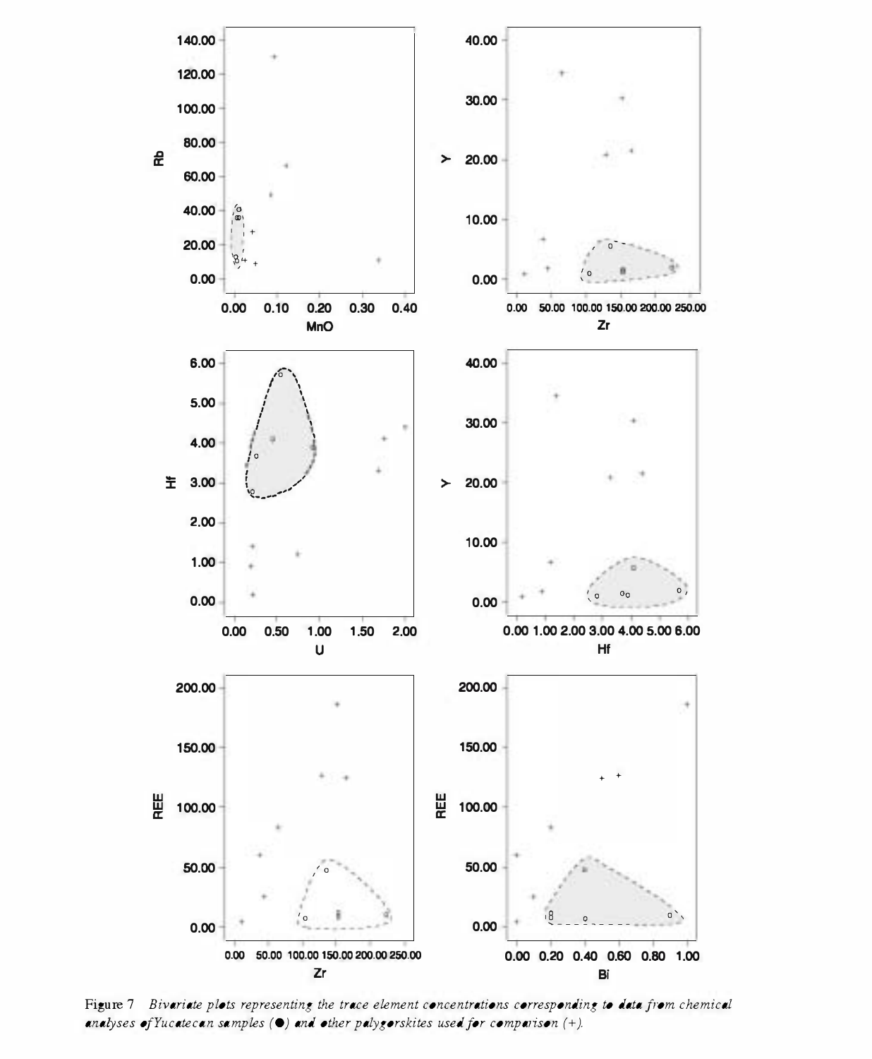Figure 7 *Bivariate plots representing the trace element concentrations corresponding to data from chemical analyses of Yucatecan samples (●) and other palygorskites used for comparison (+).*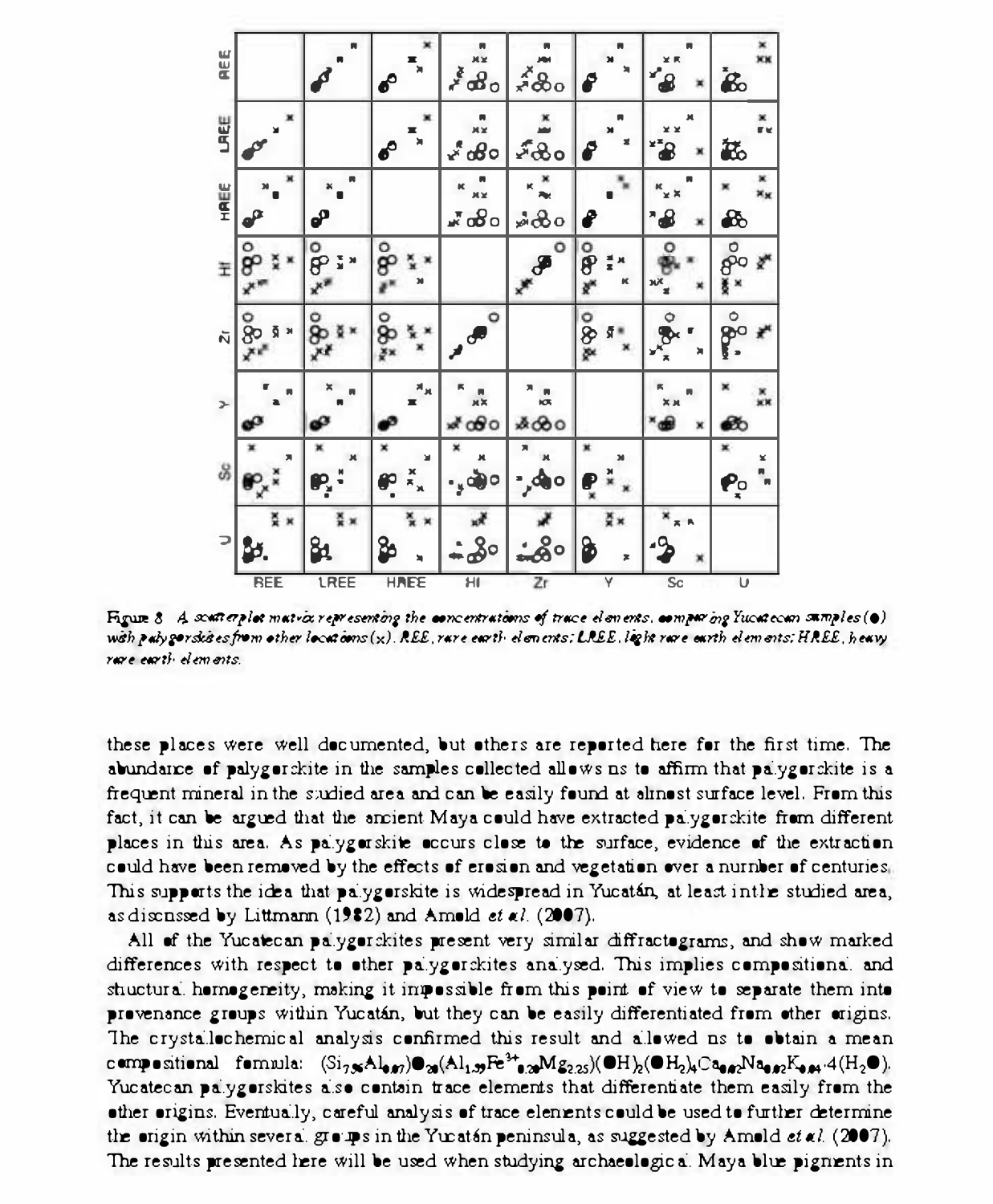Figure 8. A scatterplot matrix representing the concentrations of trace elements, comparing Yucatecan samples (●) with palygorskites from other locations (x). REE, rare earth elements; LREE, light rare earth elements; HREE, heavy rare earth elements.

these places were well documented, but others are reported here for the first time. The abundance of palygorskite in the samples collected allows us to affirm that palygorskite is a frequent mineral in the studied area and can be easily found at almost surface level. From this fact, it can be argued that the ancient Maya could have extracted palygorskite from different places in this area. As palygorskite occurs close to the surface, evidence of the extraction could have been removed by the effects of erosion and vegetation over a number of centuries. This supports the idea that palygorskite is widespread in Yucatán, at least in the studied area, as discussed by Littmann (1982) and Arnold *et al.* (2007).

All of the Yucatecan palygorskites present very similar diffractograms, and show marked differences with respect to other palygorskites analysed. This implies compositional and structural homogeneity, making it impossible from this point of view to separate them into provenance groups within Yucatán, but they can be easily differentiated from other origins. The crystallochemical analysis confirmed this result and allowed us to obtain a mean compositional formula: $(Si_{7.96}Al_{0.07})O_{20}(Al_{1.59}Fe^{3+}_{0.20}Mg_{2.25})(OH)_2(OH_2)_4Ca_{0.02}Na_{0.02}K_{0.04}\cdot 4(H_2O)$. Yucatecan palygorskites also contain trace elements that differentiate them easily from the other origins. Eventually, careful analysis of trace elements could be used to further determine the origin within several groups in the Yucatán peninsula, as suggested by Arnold *et al.* (2007). The results presented here will be used when studying archaeological Maya blue pigments in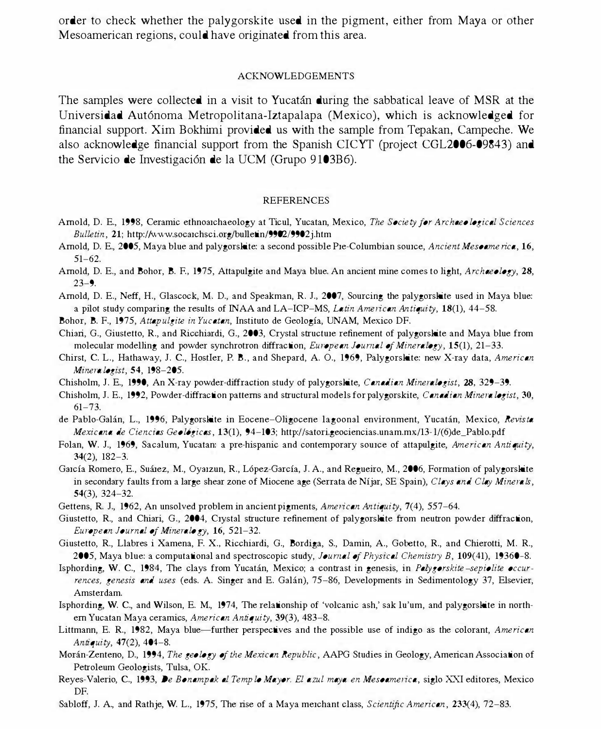order to check whether the palygorskite used in the pigment, either from Maya or other Mesoamerican regions, could have originated from this area.

## ACKNOWLEDGEMENTS

The samples were collected in a visit to Yucatán during the sabbatical leave of MSR at the Universidad Autónoma Metropolitana-Iztapalapa (Mexico), which is acknowledged for financial support. Xim Bokhimi provided us with the sample from Tepakan, Campeche. We also acknowledge financial support from the Spanish CICYT (project CGL2006-09843) and the Servicio de Investigación de la UCM (Grupo 9103B6).

## REFERENCES

Arnold, D. E., 1998, Ceramic ethnoarchaeology at Ticul, Yucatan, Mexico, *The Society for Archaeological Sciences Bulletin*, **21**; http://www.socarchsci.org/bulletin/9902/9902j.htm

Arnold, D. E., 2005, Maya blue and palygorskite: a second possible Pre-Columbian source, *Ancient Mesoamerica*, **16**, 51–62.

Arnold, D. E., and Bohor, B. F., 1975, Attapulgite and Maya blue. An ancient mine comes to light, *Archaeology*, **28**, 23–9.

Arnold, D. E., Neff, H., Glascock, M. D., and Speakman, R. J., 2007, Sourcing the palygorskite used in Maya blue: a pilot study comparing the results of INAA and LA–ICP–MS, *Latin American Antiquity*, **18**(1), 44–58.

Bohor, B. F., 1975, *Attapulgite in Yucatan*, Instituto de Geología, UNAM, Mexico DF.

Chiari, G., Giustetto, R., and Ricchiardi, G., 2003, Crystal structure refinement of palygorskite and Maya blue from molecular modelling and powder synchrotron diffraction, *European Journal of Mineralogy*, **15**(1), 21–33.

Chirst, C. L., Hathaway, J. C., Hostler, P. B., and Shepard, A. O., 1969, Palygorskite: new X-ray data, *American Mineralogist*, **54**, 198–205.

Chisholm, J. E., 1990, An X-ray powder-diffraction study of palygorskite, *Canadian Mineralogist*, **28**, 329–39.

Chisholm, J. E., 1992, Powder-diffraction patterns and structural models for palygorskite, *Canadian Mineralogist*, **30**, 61–73.

de Pablo-Galán, L., 1996, Palygorskite in Eocene–Oligocene lagoonal environment, Yucatán, Mexico, *Revista Mexicana de Ciencias Geológicas*, **13**(1), 94–103; http://satori.geociencias.unam.mx/13-1/(6)de_Pablo.pdf

Folan, W. J., 1969, Sacalum, Yucatan: a pre-hispanic and contemporary source of attapulgite, *American Antiquity*, **34**(2), 182–3.

García Romero, E., Suárez, M., Oyarzun, R., López-García, J. A., and Regueiro, M., 2006, Formation of palygorskite in secondary faults from a large shear zone of Miocene age (Serrata de Níjar, SE Spain), *Clays and Clay Minerals*, **54**(3), 324–32.

Gettens, R. J., 1962, An unsolved problem in ancient pigments, *American Antiquity*, **7**(4), 557–64.

Giustetto, R., and Chiari, G., 2004, Crystal structure refinement of palygorskite from neutron powder diffraction, *European Journal of Mineralogy*, **16**, 521–32.

Giustetto, R., Llabres i Xamena, F. X., Ricchiardi, G., Bordiga, S., Damin, A., Gobetto, R., and Chierotti, M. R., 2005, Maya blue: a computational and spectroscopic study, *Journal of Physical Chemistry B*, **109**(41), 19360–8.

Isphording, W. C., 1984, The clays from Yucatán, Mexico; a contrast in genesis, in *Palygorskite–sepiolite occurrences, genesis and uses* (eds. A. Singer and E. Galán), 75–86, Developments in Sedimentology 37, Elsevier, Amsterdam.

Isphording, W. C., and Wilson, E. M., 1974, The relationship of 'volcanic ash,' sak lu'um, and palygorskite in northern Yucatan Maya ceramics, *American Antiquity*, **39**(3), 483–8.

Littmann, E. R., 1982, Maya blue—further perspectives and the possible use of indigo as the colorant, *American Antiquity*, **47**(2), 404–8.

Morán-Zenteno, D., 1994, *The geology of the Mexican Republic*, AAPG Studies in Geology, American Association of Petroleum Geologists, Tulsa, OK.

Reyes-Valerio, C., 1993, *De Bonampak al Templo Mayor. El azul maya en Mesoamerica*, siglo XXI editores, Mexico DF.

Sabloff, J. A., and Rathje, W. L., 1975, The rise of a Maya merchant class, *Scientific American*, **233**(4), 72–83.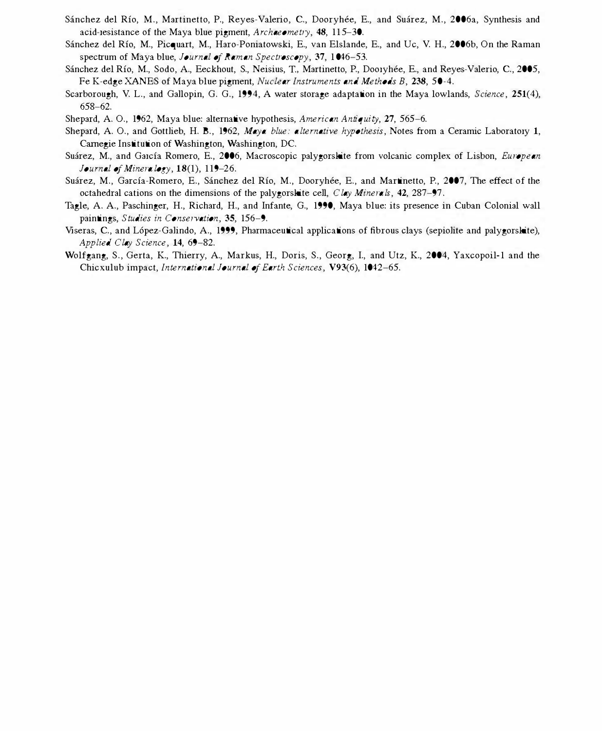Sánchez del Río, M., Martinetto, P., Reyes-Valerio, C., Dooryhée, E., and Suárez, M., 2006a, Synthesis and acid-resistance of the Maya blue pigment, *Archaeometry*, **48**, 115–30.

Sánchez del Río, M., Picquart, M., Haro-Poniatowski, E., van Elslande, E., and Uc, V. H., 2006b, On the Raman spectrum of Maya blue, *Journal of Raman Spectroscopy*, **37**, 1046–53.

Sánchez del Río, M., Sodo, A., Eeckhout, S., Neisius, T., Martinetto, P., Dooryhée, E., and Reyes-Valerio, C., 2005, Fe K-edge XANES of Maya blue pigment, *Nuclear Instruments and Methods B*, **238**, 50-4.

Scarborough, V. L., and Gallopin, G. G., 1994, A water storage adaptation in the Maya lowlands, *Science*, **251**(4), 658–62.

Shepard, A. O., 1962, Maya blue: alternative hypothesis, *American Antiquity*, **27**, 565–6.

Shepard, A. O., and Gottlieb, H. B., 1962, *Maya blue: alternative hypothesis*, Notes from a Ceramic Laboratory **1**, Carnegie Institution of Washington, Washington, DC.

Suárez, M., and García Romero, E., 2006, Macroscopic palygorskite from volcanic complex of Lisbon, *European Journal of Mineralogy*, **18**(1), 119–26.

Suárez, M., García-Romero, E., Sánchez del Río, M., Dooryhée, E., and Martinetto, P., 2007, The effect of the octahedral cations on the dimensions of the palygorskite cell, *Clay Minerals*, **42**, 287–97.

Tagle, A. A., Paschinger, H., Richard, H., and Infante, G., 1990, Maya blue: its presence in Cuban Colonial wall paintings, *Studies in Conservation*, **35**, 156–9.

Viseras, C., and López-Galindo, A., 1999, Pharmaceutical applications of fibrous clays (sepiolite and palygorskite), *Applied Clay Science*, **14**, 69–82.

Wolfgang, S., Gerta, K., Thierry, A., Markus, H., Doris, S., Georg, I., and Utz, K., 2004, Yaxcopoil-1 and the Chicxulub impact, *International Journal of Earth Sciences*, **V93**(6), 1042–65.